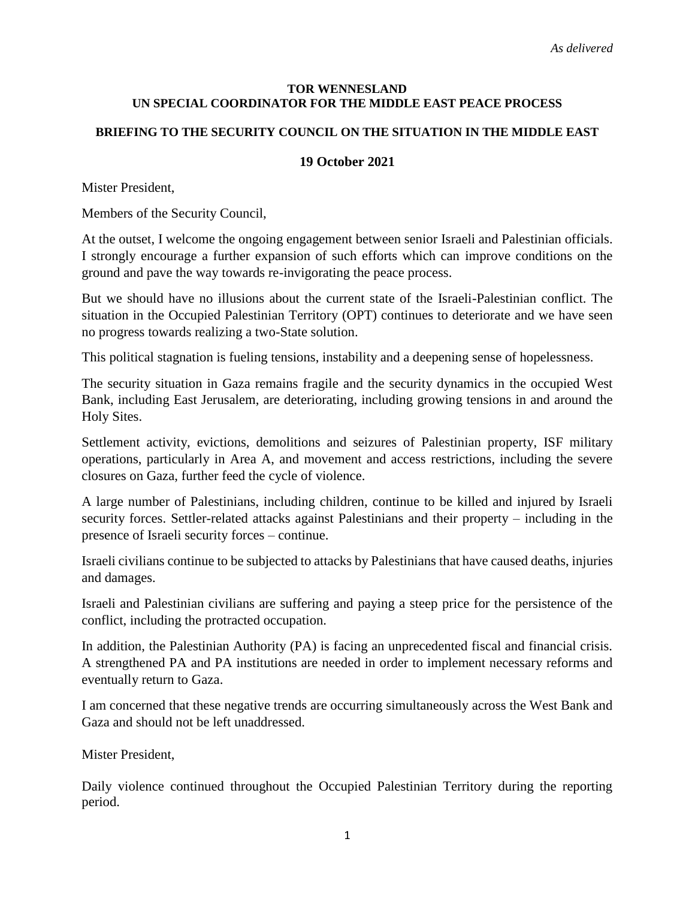*As delivered*

**TOR WENNESLAND**
**UN SPECIAL COORDINATOR FOR THE MIDDLE EAST PEACE PROCESS**

**BRIEFING TO THE SECURITY COUNCIL ON THE SITUATION IN THE MIDDLE EAST**

**19 October 2021**

Mister President,

Members of the Security Council,

At the outset, I welcome the ongoing engagement between senior Israeli and Palestinian officials. I strongly encourage a further expansion of such efforts which can improve conditions on the ground and pave the way towards re-invigorating the peace process.

But we should have no illusions about the current state of the Israeli-Palestinian conflict. The situation in the Occupied Palestinian Territory (OPT) continues to deteriorate and we have seen no progress towards realizing a two-State solution.

This political stagnation is fueling tensions, instability and a deepening sense of hopelessness.

The security situation in Gaza remains fragile and the security dynamics in the occupied West Bank, including East Jerusalem, are deteriorating, including growing tensions in and around the Holy Sites.

Settlement activity, evictions, demolitions and seizures of Palestinian property, ISF military operations, particularly in Area A, and movement and access restrictions, including the severe closures on Gaza, further feed the cycle of violence.

A large number of Palestinians, including children, continue to be killed and injured by Israeli security forces. Settler-related attacks against Palestinians and their property – including in the presence of Israeli security forces – continue.

Israeli civilians continue to be subjected to attacks by Palestinians that have caused deaths, injuries and damages.

Israeli and Palestinian civilians are suffering and paying a steep price for the persistence of the conflict, including the protracted occupation.

In addition, the Palestinian Authority (PA) is facing an unprecedented fiscal and financial crisis. A strengthened PA and PA institutions are needed in order to implement necessary reforms and eventually return to Gaza.

I am concerned that these negative trends are occurring simultaneously across the West Bank and Gaza and should not be left unaddressed.

Mister President,

Daily violence continued throughout the Occupied Palestinian Territory during the reporting period.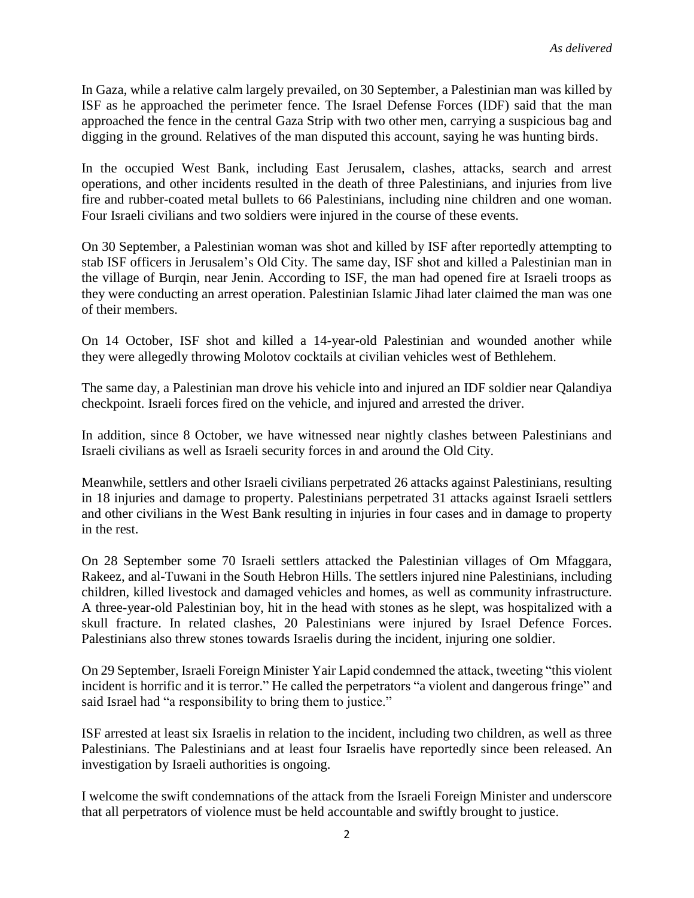In Gaza, while a relative calm largely prevailed, on 30 September, a Palestinian man was killed by ISF as he approached the perimeter fence. The Israel Defense Forces (IDF) said that the man approached the fence in the central Gaza Strip with two other men, carrying a suspicious bag and digging in the ground. Relatives of the man disputed this account, saying he was hunting birds.

In the occupied West Bank, including East Jerusalem, clashes, attacks, search and arrest operations, and other incidents resulted in the death of three Palestinians, and injuries from live fire and rubber-coated metal bullets to 66 Palestinians, including nine children and one woman. Four Israeli civilians and two soldiers were injured in the course of these events.

On 30 September, a Palestinian woman was shot and killed by ISF after reportedly attempting to stab ISF officers in Jerusalem's Old City. The same day, ISF shot and killed a Palestinian man in the village of Burqin, near Jenin. According to ISF, the man had opened fire at Israeli troops as they were conducting an arrest operation. Palestinian Islamic Jihad later claimed the man was one of their members.

On 14 October, ISF shot and killed a 14-year-old Palestinian and wounded another while they were allegedly throwing Molotov cocktails at civilian vehicles west of Bethlehem.

The same day, a Palestinian man drove his vehicle into and injured an IDF soldier near Qalandiya checkpoint. Israeli forces fired on the vehicle, and injured and arrested the driver.

In addition, since 8 October, we have witnessed near nightly clashes between Palestinians and Israeli civilians as well as Israeli security forces in and around the Old City.

Meanwhile, settlers and other Israeli civilians perpetrated 26 attacks against Palestinians, resulting in 18 injuries and damage to property. Palestinians perpetrated 31 attacks against Israeli settlers and other civilians in the West Bank resulting in injuries in four cases and in damage to property in the rest.

On 28 September some 70 Israeli settlers attacked the Palestinian villages of Om Mfaggara, Rakeez, and al-Tuwani in the South Hebron Hills. The settlers injured nine Palestinians, including children, killed livestock and damaged vehicles and homes, as well as community infrastructure. A three-year-old Palestinian boy, hit in the head with stones as he slept, was hospitalized with a skull fracture. In related clashes, 20 Palestinians were injured by Israel Defence Forces. Palestinians also threw stones towards Israelis during the incident, injuring one soldier.

On 29 September, Israeli Foreign Minister Yair Lapid condemned the attack, tweeting "this violent incident is horrific and it is terror." He called the perpetrators "a violent and dangerous fringe" and said Israel had "a responsibility to bring them to justice."

ISF arrested at least six Israelis in relation to the incident, including two children, as well as three Palestinians. The Palestinians and at least four Israelis have reportedly since been released. An investigation by Israeli authorities is ongoing.

I welcome the swift condemnations of the attack from the Israeli Foreign Minister and underscore that all perpetrators of violence must be held accountable and swiftly brought to justice.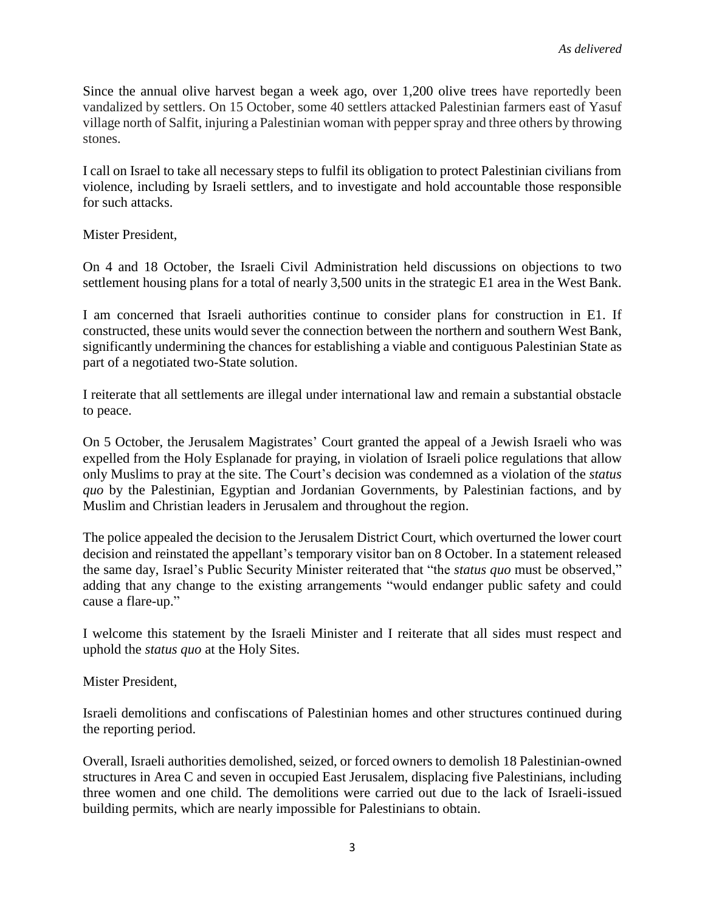*As delivered*

Since the annual olive harvest began a week ago, over 1,200 olive trees have reportedly been vandalized by settlers. On 15 October, some 40 settlers attacked Palestinian farmers east of Yasuf village north of Salfit, injuring a Palestinian woman with pepper spray and three others by throwing stones.

I call on Israel to take all necessary steps to fulfil its obligation to protect Palestinian civilians from violence, including by Israeli settlers, and to investigate and hold accountable those responsible for such attacks.

Mister President,

On 4 and 18 October, the Israeli Civil Administration held discussions on objections to two settlement housing plans for a total of nearly 3,500 units in the strategic E1 area in the West Bank.

I am concerned that Israeli authorities continue to consider plans for construction in E1. If constructed, these units would sever the connection between the northern and southern West Bank, significantly undermining the chances for establishing a viable and contiguous Palestinian State as part of a negotiated two-State solution.

I reiterate that all settlements are illegal under international law and remain a substantial obstacle to peace.

On 5 October, the Jerusalem Magistrates' Court granted the appeal of a Jewish Israeli who was expelled from the Holy Esplanade for praying, in violation of Israeli police regulations that allow only Muslims to pray at the site. The Court's decision was condemned as a violation of the *status quo* by the Palestinian, Egyptian and Jordanian Governments, by Palestinian factions, and by Muslim and Christian leaders in Jerusalem and throughout the region.

The police appealed the decision to the Jerusalem District Court, which overturned the lower court decision and reinstated the appellant's temporary visitor ban on 8 October. In a statement released the same day, Israel's Public Security Minister reiterated that "the *status quo* must be observed," adding that any change to the existing arrangements "would endanger public safety and could cause a flare-up."

I welcome this statement by the Israeli Minister and I reiterate that all sides must respect and uphold the *status quo* at the Holy Sites.

Mister President,

Israeli demolitions and confiscations of Palestinian homes and other structures continued during the reporting period.

Overall, Israeli authorities demolished, seized, or forced owners to demolish 18 Palestinian-owned structures in Area C and seven in occupied East Jerusalem, displacing five Palestinians, including three women and one child. The demolitions were carried out due to the lack of Israeli-issued building permits, which are nearly impossible for Palestinians to obtain.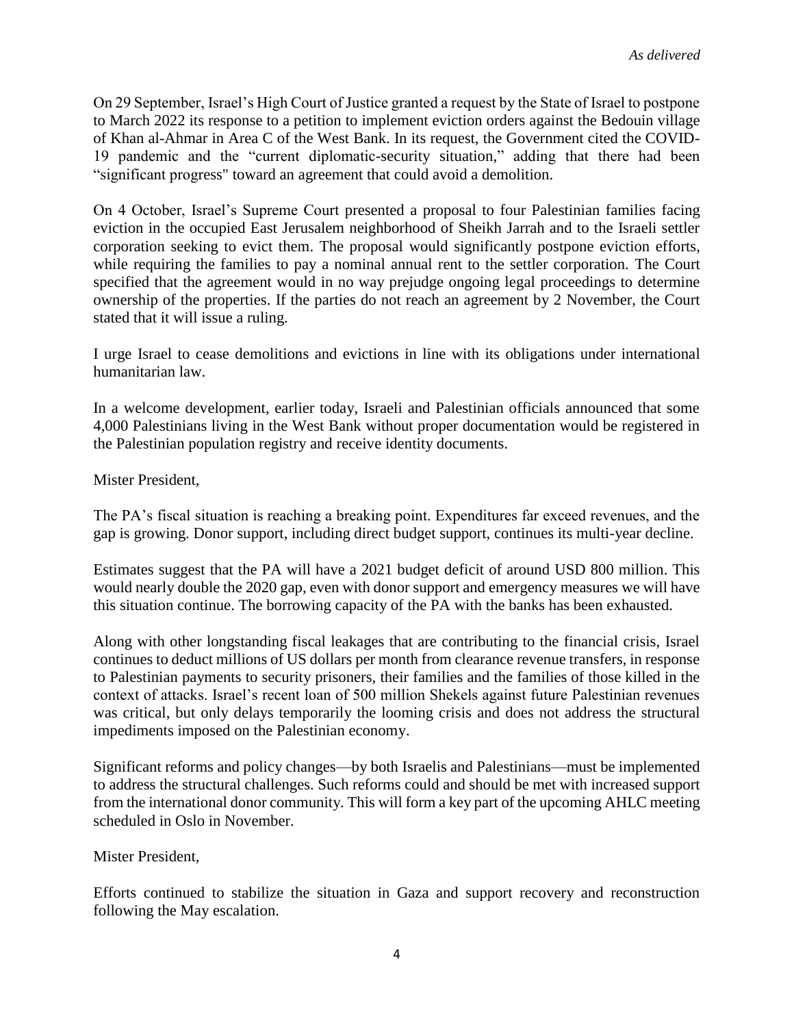On 29 September, Israel's High Court of Justice granted a request by the State of Israel to postpone to March 2022 its response to a petition to implement eviction orders against the Bedouin village of Khan al-Ahmar in Area C of the West Bank. In its request, the Government cited the COVID-19 pandemic and the "current diplomatic-security situation," adding that there had been "significant progress" toward an agreement that could avoid a demolition.

On 4 October, Israel's Supreme Court presented a proposal to four Palestinian families facing eviction in the occupied East Jerusalem neighborhood of Sheikh Jarrah and to the Israeli settler corporation seeking to evict them. The proposal would significantly postpone eviction efforts, while requiring the families to pay a nominal annual rent to the settler corporation. The Court specified that the agreement would in no way prejudge ongoing legal proceedings to determine ownership of the properties. If the parties do not reach an agreement by 2 November, the Court stated that it will issue a ruling.

I urge Israel to cease demolitions and evictions in line with its obligations under international humanitarian law.

In a welcome development, earlier today, Israeli and Palestinian officials announced that some 4,000 Palestinians living in the West Bank without proper documentation would be registered in the Palestinian population registry and receive identity documents.

Mister President,

The PA's fiscal situation is reaching a breaking point. Expenditures far exceed revenues, and the gap is growing. Donor support, including direct budget support, continues its multi-year decline.

Estimates suggest that the PA will have a 2021 budget deficit of around USD 800 million. This would nearly double the 2020 gap, even with donor support and emergency measures we will have this situation continue. The borrowing capacity of the PA with the banks has been exhausted.

Along with other longstanding fiscal leakages that are contributing to the financial crisis, Israel continues to deduct millions of US dollars per month from clearance revenue transfers, in response to Palestinian payments to security prisoners, their families and the families of those killed in the context of attacks. Israel's recent loan of 500 million Shekels against future Palestinian revenues was critical, but only delays temporarily the looming crisis and does not address the structural impediments imposed on the Palestinian economy.

Significant reforms and policy changes—by both Israelis and Palestinians—must be implemented to address the structural challenges. Such reforms could and should be met with increased support from the international donor community. This will form a key part of the upcoming AHLC meeting scheduled in Oslo in November.

Mister President,

Efforts continued to stabilize the situation in Gaza and support recovery and reconstruction following the May escalation.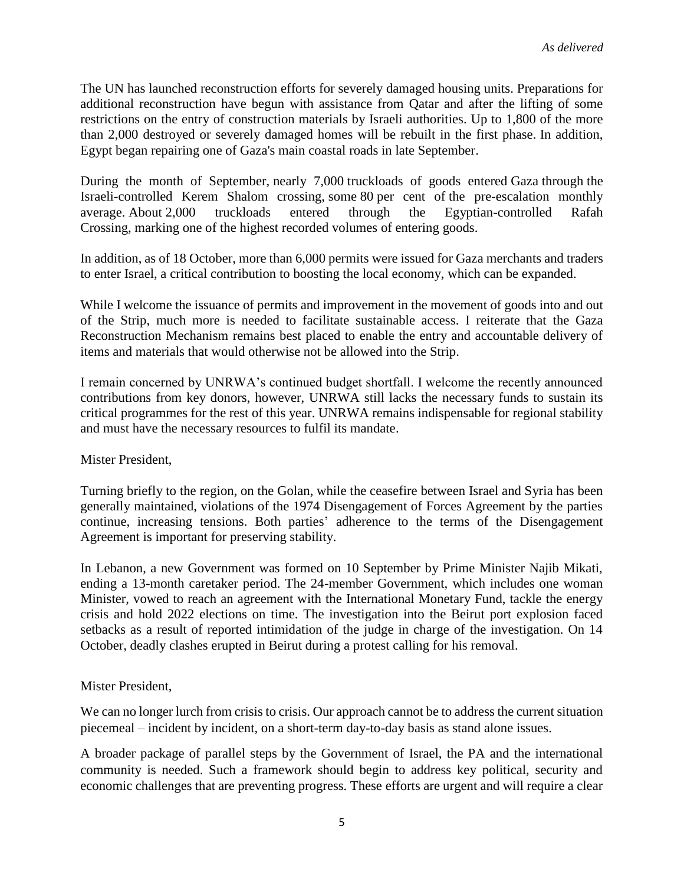The UN has launched reconstruction efforts for severely damaged housing units. Preparations for additional reconstruction have begun with assistance from Qatar and after the lifting of some restrictions on the entry of construction materials by Israeli authorities. Up to 1,800 of the more than 2,000 destroyed or severely damaged homes will be rebuilt in the first phase. In addition, Egypt began repairing one of Gaza's main coastal roads in late September.

During the month of September, nearly 7,000 truckloads of goods entered Gaza through the Israeli-controlled Kerem Shalom crossing, some 80 per cent of the pre-escalation monthly average. About 2,000 truckloads entered through the Egyptian-controlled Rafah Crossing, marking one of the highest recorded volumes of entering goods.

In addition, as of 18 October, more than 6,000 permits were issued for Gaza merchants and traders to enter Israel, a critical contribution to boosting the local economy, which can be expanded.

While I welcome the issuance of permits and improvement in the movement of goods into and out of the Strip, much more is needed to facilitate sustainable access. I reiterate that the Gaza Reconstruction Mechanism remains best placed to enable the entry and accountable delivery of items and materials that would otherwise not be allowed into the Strip.

I remain concerned by UNRWA's continued budget shortfall. I welcome the recently announced contributions from key donors, however, UNRWA still lacks the necessary funds to sustain its critical programmes for the rest of this year. UNRWA remains indispensable for regional stability and must have the necessary resources to fulfil its mandate.

Mister President,

Turning briefly to the region, on the Golan, while the ceasefire between Israel and Syria has been generally maintained, violations of the 1974 Disengagement of Forces Agreement by the parties continue, increasing tensions. Both parties' adherence to the terms of the Disengagement Agreement is important for preserving stability.

In Lebanon, a new Government was formed on 10 September by Prime Minister Najib Mikati, ending a 13-month caretaker period. The 24-member Government, which includes one woman Minister, vowed to reach an agreement with the International Monetary Fund, tackle the energy crisis and hold 2022 elections on time. The investigation into the Beirut port explosion faced setbacks as a result of reported intimidation of the judge in charge of the investigation. On 14 October, deadly clashes erupted in Beirut during a protest calling for his removal.

Mister President,

We can no longer lurch from crisis to crisis. Our approach cannot be to address the current situation piecemeal – incident by incident, on a short-term day-to-day basis as stand alone issues.

A broader package of parallel steps by the Government of Israel, the PA and the international community is needed. Such a framework should begin to address key political, security and economic challenges that are preventing progress. These efforts are urgent and will require a clear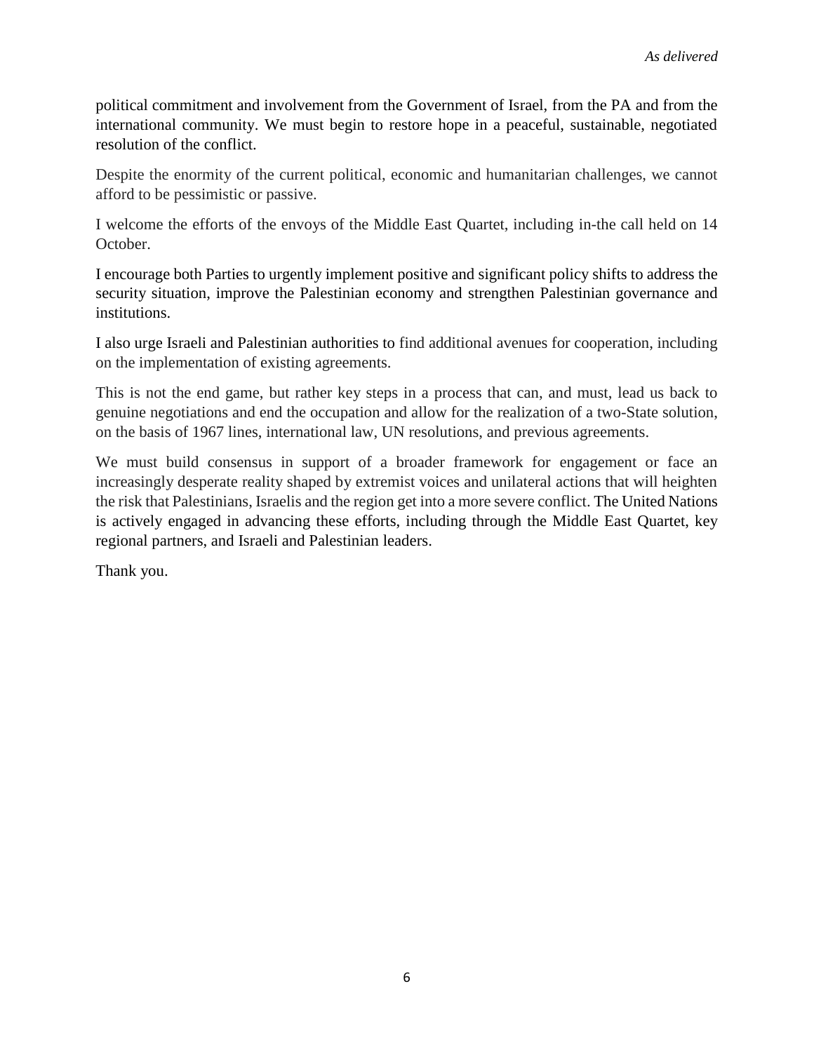political commitment and involvement from the Government of Israel, from the PA and from the international community. We must begin to restore hope in a peaceful, sustainable, negotiated resolution of the conflict.

Despite the enormity of the current political, economic and humanitarian challenges, we cannot afford to be pessimistic or passive.

I welcome the efforts of the envoys of the Middle East Quartet, including in-the call held on 14 October.

I encourage both Parties to urgently implement positive and significant policy shifts to address the security situation, improve the Palestinian economy and strengthen Palestinian governance and institutions.

I also urge Israeli and Palestinian authorities to find additional avenues for cooperation, including on the implementation of existing agreements.

This is not the end game, but rather key steps in a process that can, and must, lead us back to genuine negotiations and end the occupation and allow for the realization of a two-State solution, on the basis of 1967 lines, international law, UN resolutions, and previous agreements.

We must build consensus in support of a broader framework for engagement or face an increasingly desperate reality shaped by extremist voices and unilateral actions that will heighten the risk that Palestinians, Israelis and the region get into a more severe conflict. The United Nations is actively engaged in advancing these efforts, including through the Middle East Quartet, key regional partners, and Israeli and Palestinian leaders.

Thank you.